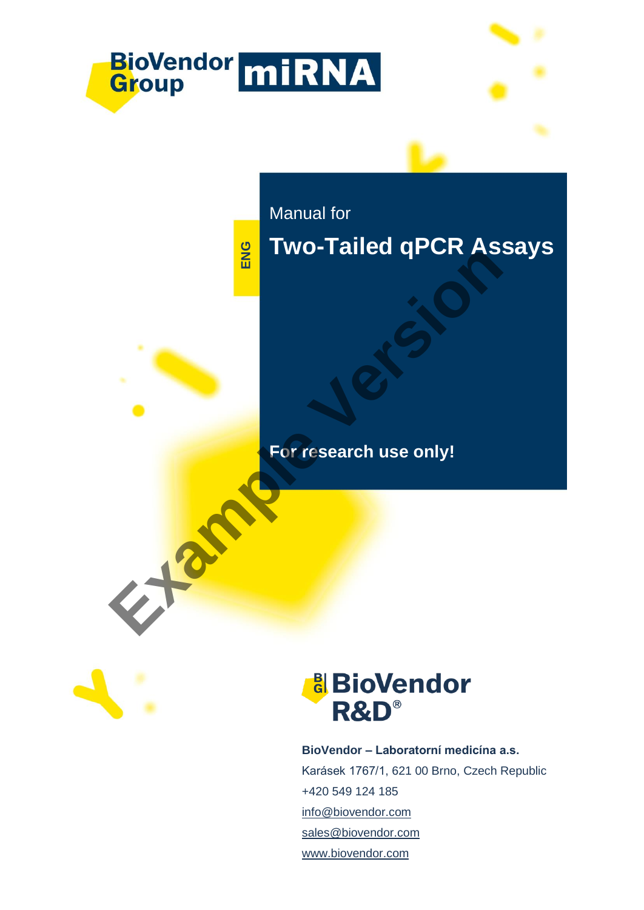BioVendor Group **miRNA**

ENG

Manual for

# Two-Tailed qPCR Assays

**For research use only!**

Example Version

BioVendor R&D®

**BioVendor – Laboratorní medicína a.s.**

Karásek 1767/1, 621 00 Brno, Czech Republic

+420 549 124 185

info@biovendor.com

sales@biovendor.com

www.biovendor.com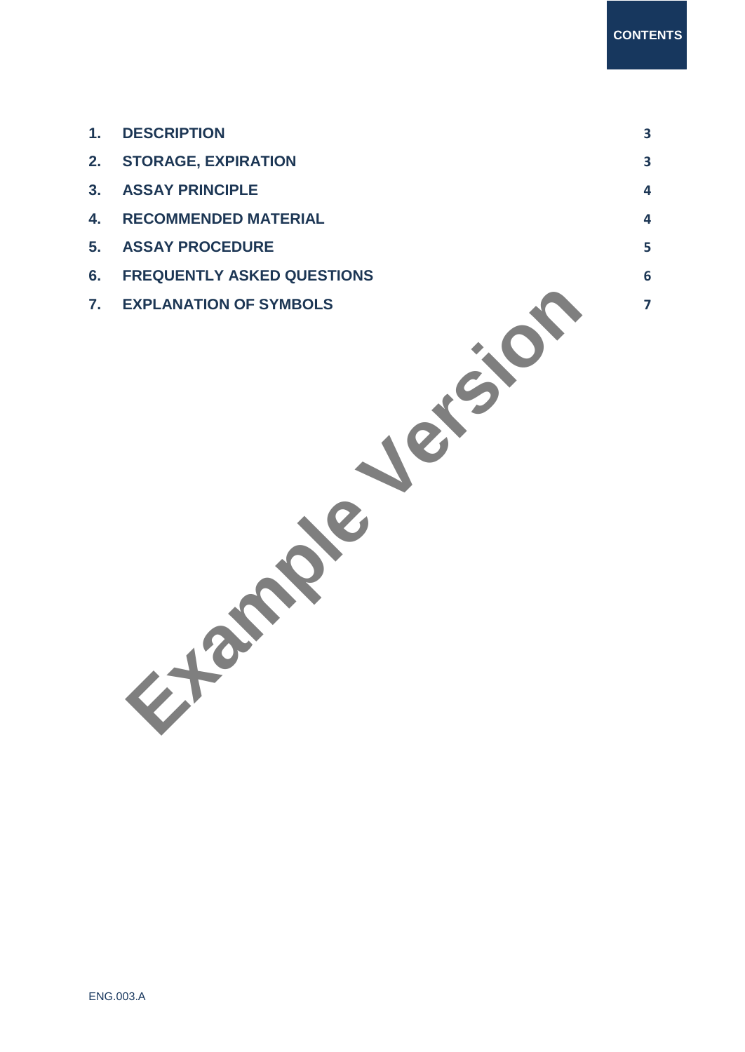# CONTENTS

| | | |
|---|---|---|
| 1. | DESCRIPTION | 3 |
| 2. | STORAGE, EXPIRATION | 3 |
| 3. | ASSAY PRINCIPLE | 4 |
| 4. | RECOMMENDED MATERIAL | 4 |
| 5. | ASSAY PROCEDURE | 5 |
| 6. | FREQUENTLY ASKED QUESTIONS | 6 |
| 7. | EXPLANATION OF SYMBOLS | 7 |

Example Version

ENG.003.A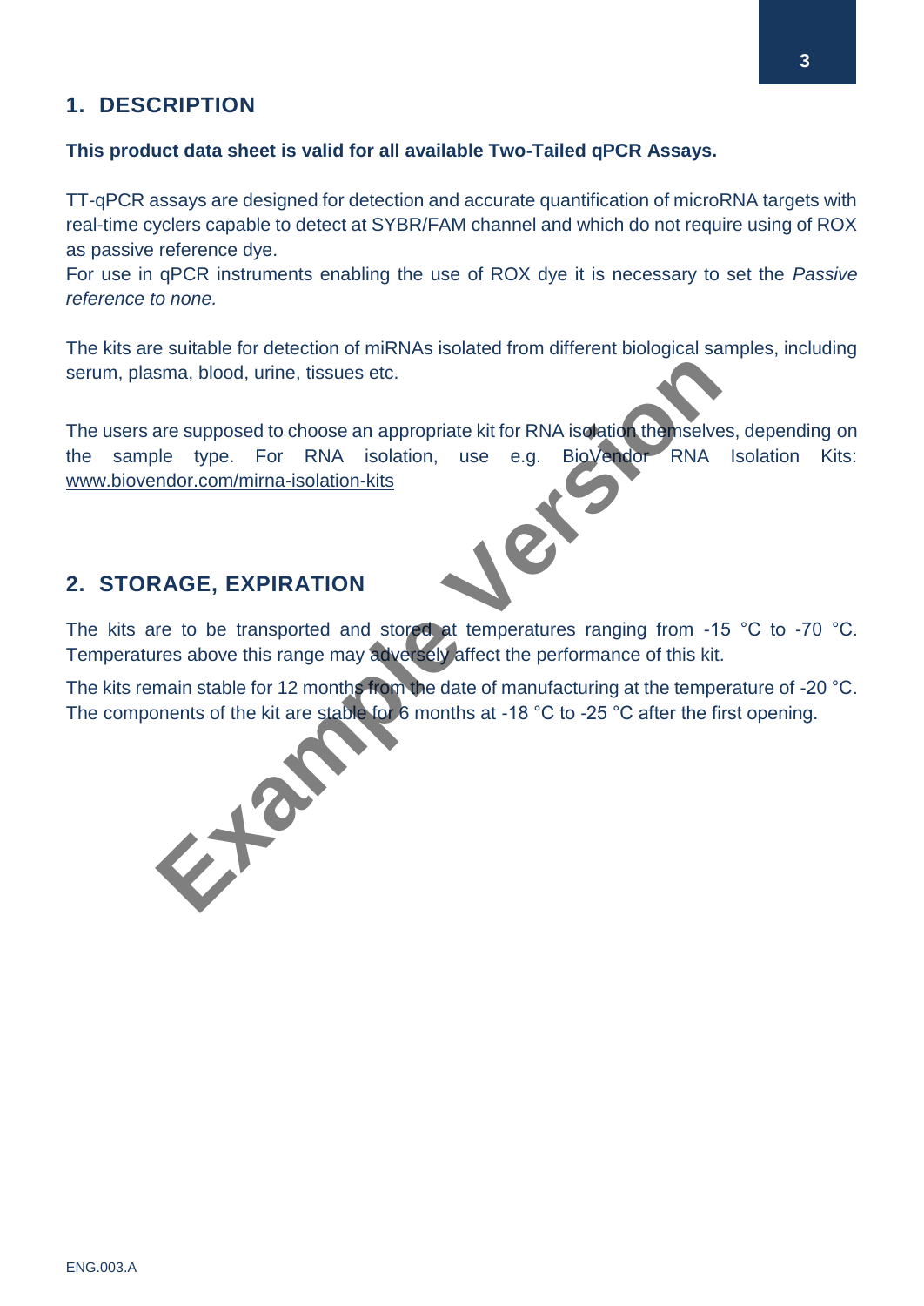## 1. DESCRIPTION

**This product data sheet is valid for all available Two-Tailed qPCR Assays.**

TT-qPCR assays are designed for detection and accurate quantification of microRNA targets with real-time cyclers capable to detect at SYBR/FAM channel and which do not require using of ROX as passive reference dye.
For use in qPCR instruments enabling the use of ROX dye it is necessary to set the *Passive reference to none.*

The kits are suitable for detection of miRNAs isolated from different biological samples, including serum, plasma, blood, urine, tissues etc.

The users are supposed to choose an appropriate kit for RNA isolation themselves, depending on the sample type. For RNA isolation, use e.g. BioVendor RNA Isolation Kits: www.biovendor.com/mirna-isolation-kits

## 2. STORAGE, EXPIRATION

The kits are to be transported and stored at temperatures ranging from -15 °C to -70 °C. Temperatures above this range may adversely affect the performance of this kit.

The kits remain stable for 12 months from the date of manufacturing at the temperature of -20 °C. The components of the kit are stable for 6 months at -18 °C to -25 °C after the first opening.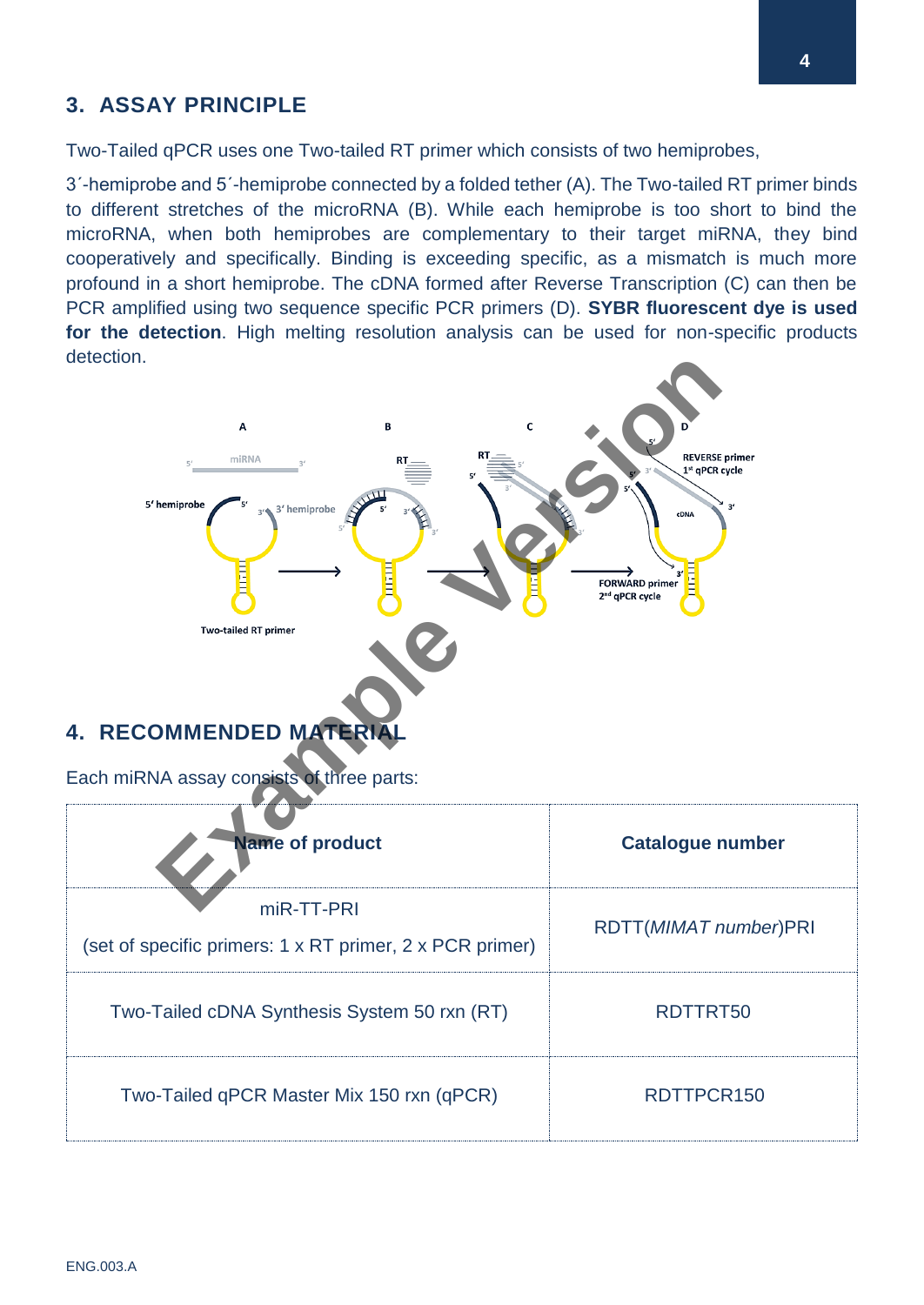## 3. ASSAY PRINCIPLE

Two-Tailed qPCR uses one Two-tailed RT primer which consists of two hemiprobes,

3´-hemiprobe and 5´-hemiprobe connected by a folded tether (A). The Two-tailed RT primer binds to different stretches of the microRNA (B). While each hemiprobe is too short to bind the microRNA, when both hemiprobes are complementary to their target miRNA, they bind cooperatively and specifically. Binding is exceeding specific, as a mismatch is much more profound in a short hemiprobe. The cDNA formed after Reverse Transcription (C) can then be PCR amplified using two sequence specific PCR primers (D). **SYBR fluorescent dye is used for the detection**. High melting resolution analysis can be used for non-specific products detection.

## 4. RECOMMENDED MATERIAL

Each miRNA assay consists of three parts:

| Name of product | Catalogue number |
|---|---|
| miR-TT-PRI<br>(set of specific primers: 1 x RT primer, 2 x PCR primer) | RDTT(*MIMAT number*)PRI |
| Two-Tailed cDNA Synthesis System 50 rxn (RT) | RDTTRT50 |
| Two-Tailed qPCR Master Mix 150 rxn (qPCR) | RDTTPCR150 |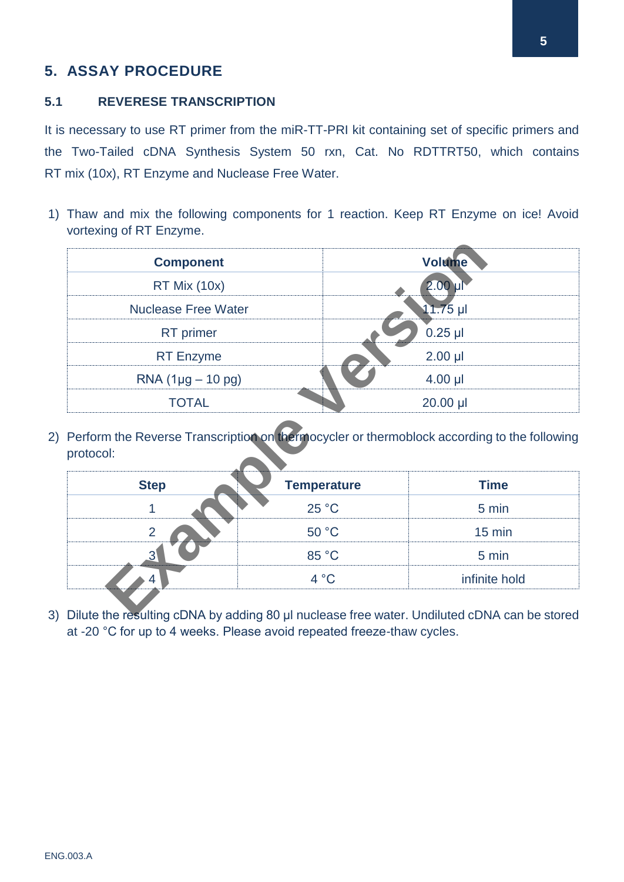# 5. ASSAY PROCEDURE

## 5.1 REVERESE TRANSCRIPTION

It is necessary to use RT primer from the miR-TT-PRI kit containing set of specific primers and the Two-Tailed cDNA Synthesis System 50 rxn, Cat. No RDTTRT50, which contains RT mix (10x), RT Enzyme and Nuclease Free Water.

1) Thaw and mix the following components for 1 reaction. Keep RT Enzyme on ice! Avoid vortexing of RT Enzyme.

| Component | Volume |
|---|---|
| RT Mix (10x) | 2.00 µl |
| Nuclease Free Water | 11.75 µl |
| RT primer | 0.25 µl |
| RT Enzyme | 2.00 µl |
| RNA (1µg – 10 pg) | 4.00 µl |
| TOTAL | 20.00 µl |

2) Perform the Reverse Transcription on thermocycler or thermoblock according to the following protocol:

| Step | Temperature | Time |
|---|---|---|
| 1 | 25 °C | 5 min |
| 2 | 50 °C | 15 min |
| 3 | 85 °C | 5 min |
| 4 | 4 °C | infinite hold |

3) Dilute the resulting cDNA by adding 80 µl nuclease free water. Undiluted cDNA can be stored at -20 °C for up to 4 weeks. Please avoid repeated freeze-thaw cycles.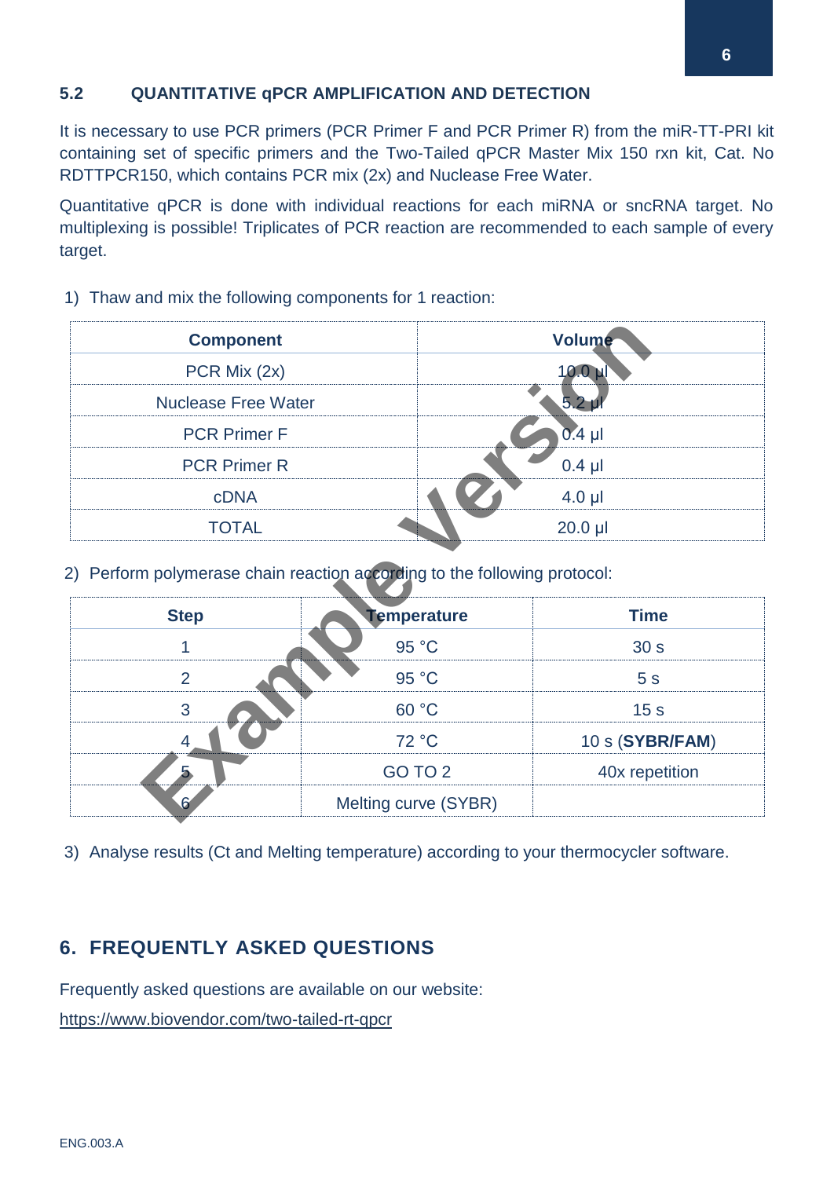## 5.2 QUANTITATIVE qPCR AMPLIFICATION AND DETECTION

It is necessary to use PCR primers (PCR Primer F and PCR Primer R) from the miR-TT-PRI kit containing set of specific primers and the Two-Tailed qPCR Master Mix 150 rxn kit, Cat. No RDTTPCR150, which contains PCR mix (2x) and Nuclease Free Water.

Quantitative qPCR is done with individual reactions for each miRNA or sncRNA target. No multiplexing is possible! Triplicates of PCR reaction are recommended to each sample of every target.

1) Thaw and mix the following components for 1 reaction:

| Component | Volume |
|---|---|
| PCR Mix (2x) | 10.0 µl |
| Nuclease Free Water | 5.2 µl |
| PCR Primer F | 0.4 µl |
| PCR Primer R | 0.4 µl |
| cDNA | 4.0 µl |
| TOTAL | 20.0 µl |

2) Perform polymerase chain reaction according to the following protocol:

| Step | Temperature | Time |
|---|---|---|
| 1 | 95 °C | 30 s |
| 2 | 95 °C | 5 s |
| 3 | 60 °C | 15 s |
| 4 | 72 °C | 10 s (**SYBR/FAM**) |
| 5 | GO TO 2 | 40x repetition |
| 6 | Melting curve (SYBR) | |

3) Analyse results (Ct and Melting temperature) according to your thermocycler software.

## 6. FREQUENTLY ASKED QUESTIONS

Frequently asked questions are available on our website:

https://www.biovendor.com/two-tailed-rt-qpcr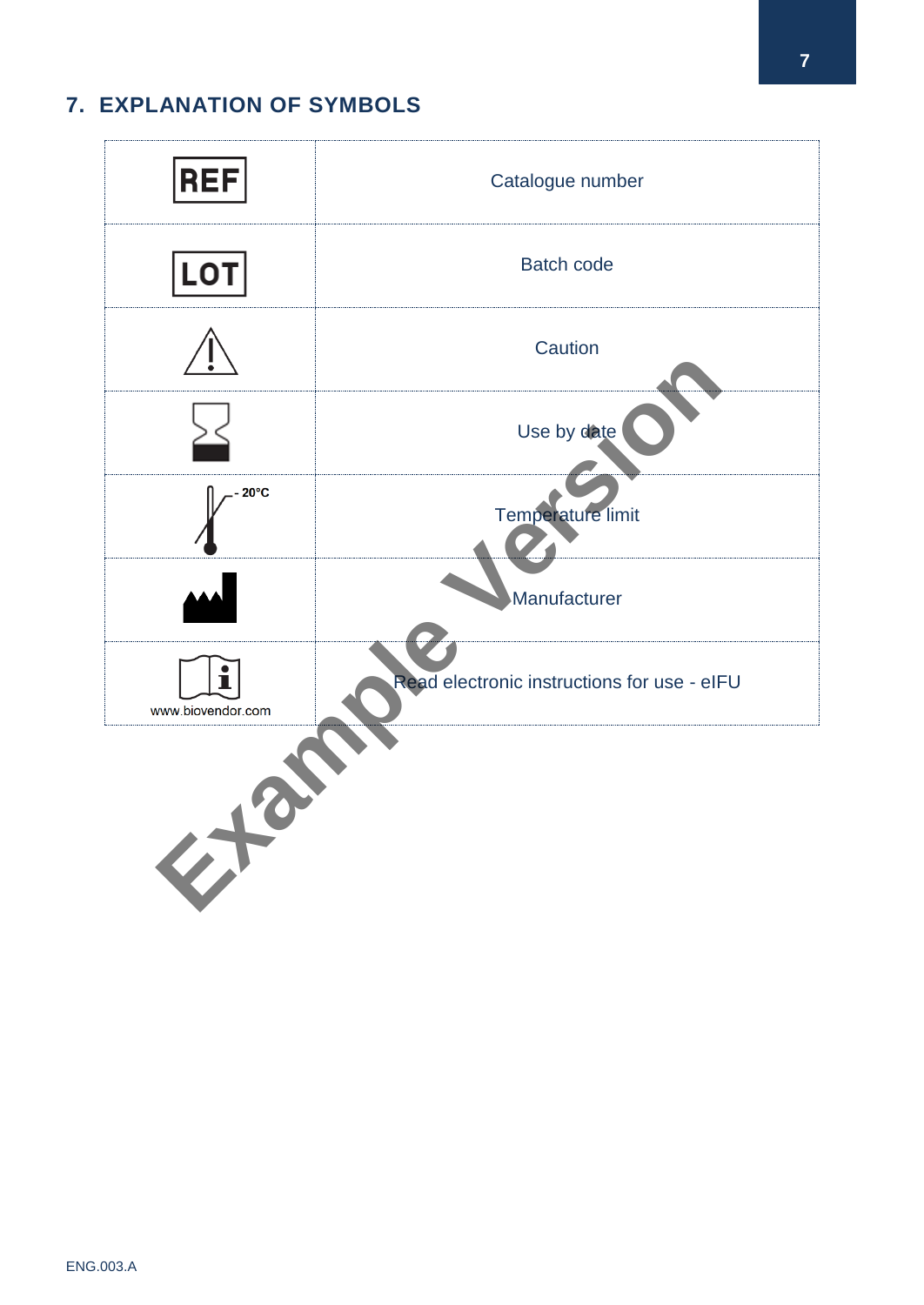## 7. EXPLANATION OF SYMBOLS

| Symbol | Explanation |
|---|---|
| REF | Catalogue number |
| LOT | Batch code |
| | Caution |
| | Use by date |
| - 20°C | Temperature limit |
| | Manufacturer |
| www.biovendor.com | Read electronic instructions for use - eIFU |

ENG.003.A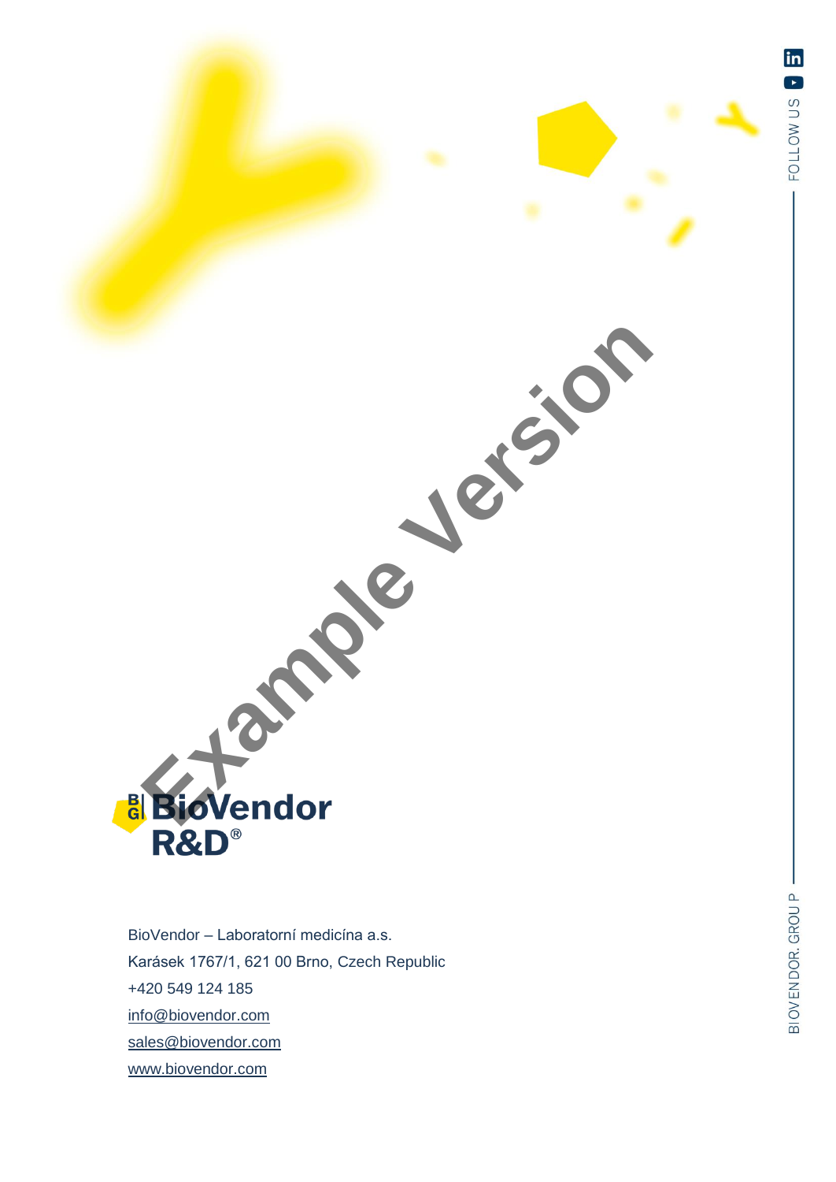BioVendor
R&D®

BioVendor – Laboratorní medicína a.s.
Karásek 1767/1, 621 00 Brno, Czech Republic
+420 549 124 185
info@biovendor.com
sales@biovendor.com
www.biovendor.com

FOLLOW US

BIOVENDOR. GROUP